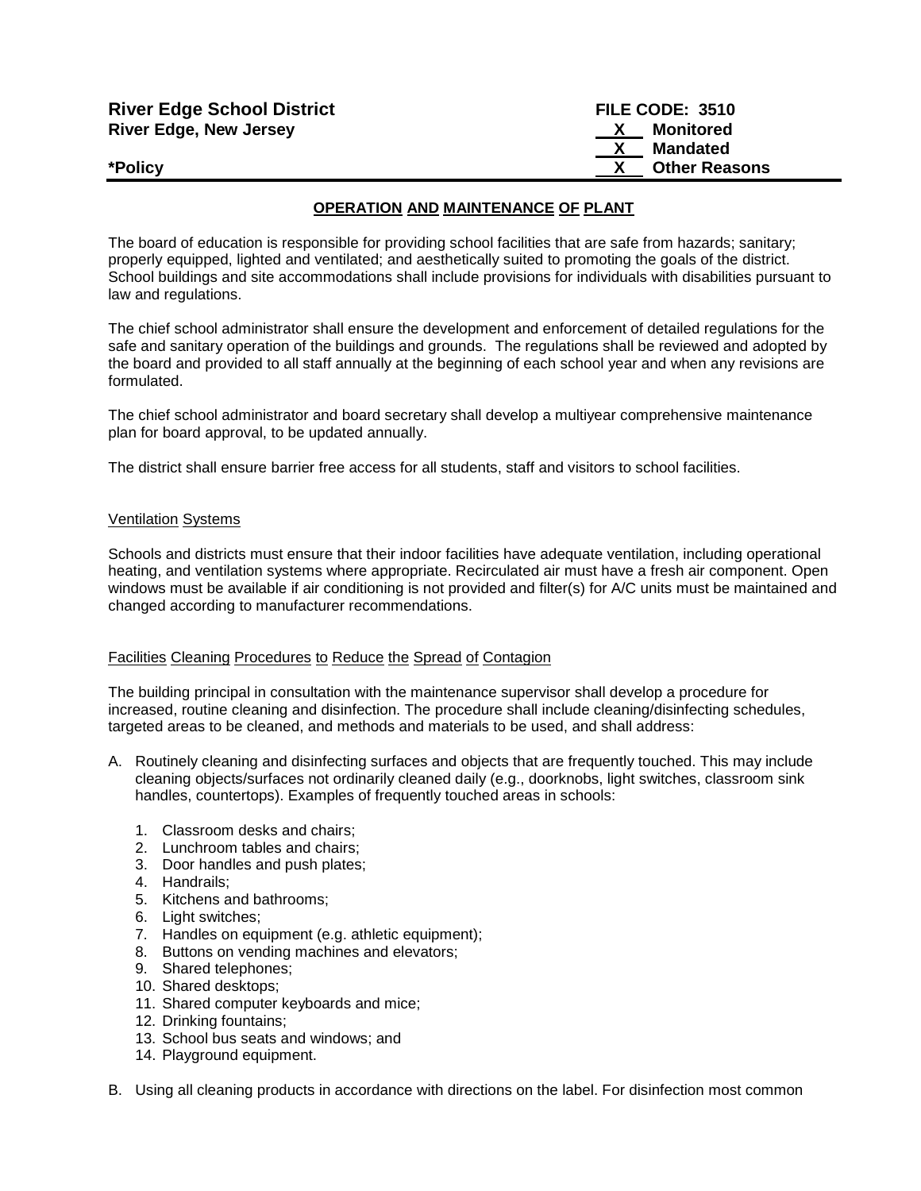**River Edge School District**
**River Edge, New Jersey**

**FILE CODE: 3510**
**X Monitored**
**X Mandated**
**X Other Reasons**

***Policy**

## OPERATION AND MAINTENANCE OF PLANT

The board of education is responsible for providing school facilities that are safe from hazards; sanitary; properly equipped, lighted and ventilated; and aesthetically suited to promoting the goals of the district. School buildings and site accommodations shall include provisions for individuals with disabilities pursuant to law and regulations.

The chief school administrator shall ensure the development and enforcement of detailed regulations for the safe and sanitary operation of the buildings and grounds. The regulations shall be reviewed and adopted by the board and provided to all staff annually at the beginning of each school year and when any revisions are formulated.

The chief school administrator and board secretary shall develop a multiyear comprehensive maintenance plan for board approval, to be updated annually.

The district shall ensure barrier free access for all students, staff and visitors to school facilities.

### Ventilation Systems

Schools and districts must ensure that their indoor facilities have adequate ventilation, including operational heating, and ventilation systems where appropriate. Recirculated air must have a fresh air component. Open windows must be available if air conditioning is not provided and filter(s) for A/C units must be maintained and changed according to manufacturer recommendations.

### Facilities Cleaning Procedures to Reduce the Spread of Contagion

The building principal in consultation with the maintenance supervisor shall develop a procedure for increased, routine cleaning and disinfection. The procedure shall include cleaning/disinfecting schedules, targeted areas to be cleaned, and methods and materials to be used, and shall address:

A. Routinely cleaning and disinfecting surfaces and objects that are frequently touched. This may include cleaning objects/surfaces not ordinarily cleaned daily (e.g., doorknobs, light switches, classroom sink handles, countertops). Examples of frequently touched areas in schools:

   1. Classroom desks and chairs;
   2. Lunchroom tables and chairs;
   3. Door handles and push plates;
   4. Handrails;
   5. Kitchens and bathrooms;
   6. Light switches;
   7. Handles on equipment (e.g. athletic equipment);
   8. Buttons on vending machines and elevators;
   9. Shared telephones;
   10. Shared desktops;
   11. Shared computer keyboards and mice;
   12. Drinking fountains;
   13. School bus seats and windows; and
   14. Playground equipment.

B. Using all cleaning products in accordance with directions on the label. For disinfection most common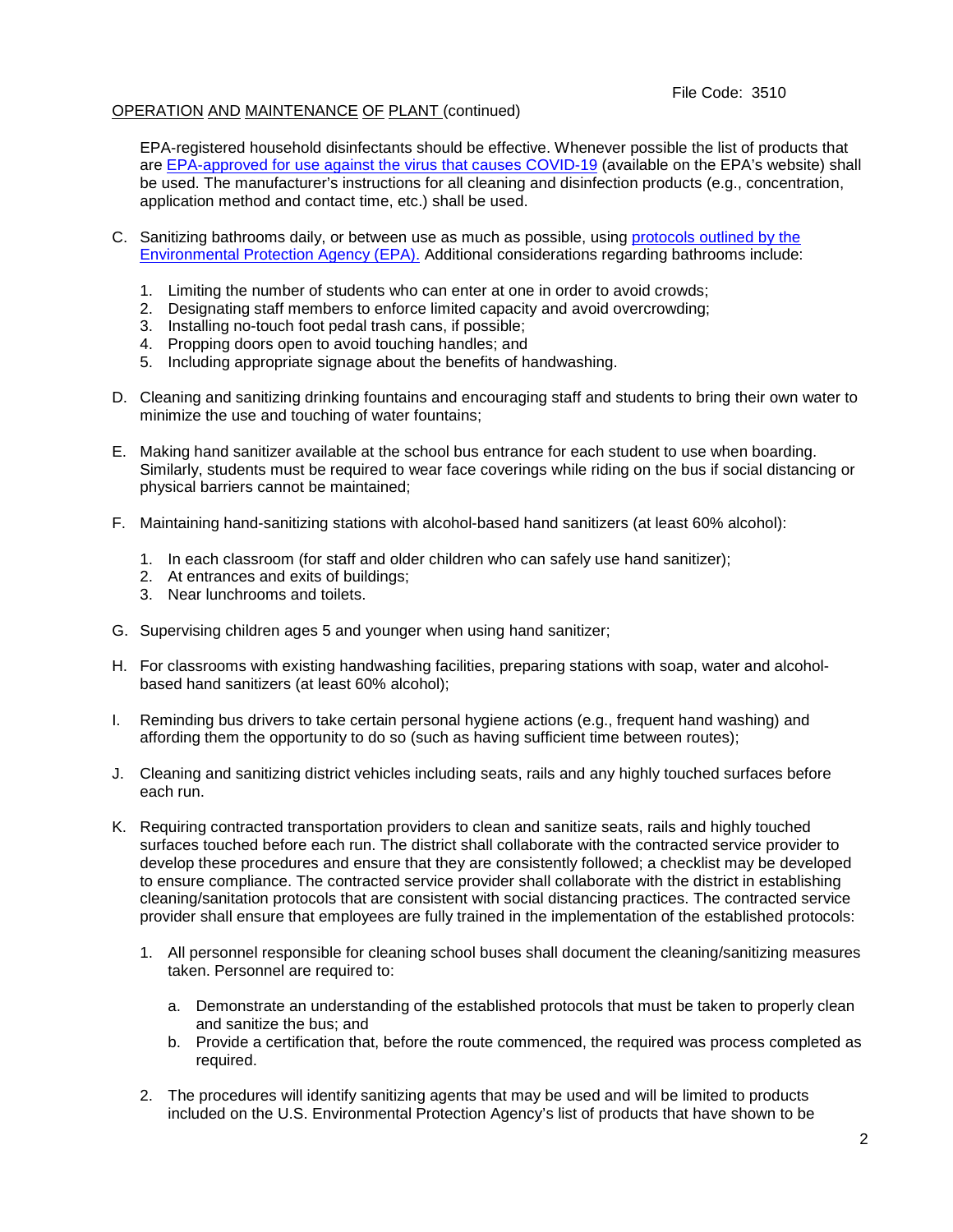OPERATION AND MAINTENANCE OF PLANT (continued)

EPA-registered household disinfectants should be effective. Whenever possible the list of products that are EPA-approved for use against the virus that causes COVID-19 (available on the EPA's website) shall be used. The manufacturer's instructions for all cleaning and disinfection products (e.g., concentration, application method and contact time, etc.) shall be used.

C. Sanitizing bathrooms daily, or between use as much as possible, using protocols outlined by the Environmental Protection Agency (EPA). Additional considerations regarding bathrooms include:

   1. Limiting the number of students who can enter at one in order to avoid crowds;
   2. Designating staff members to enforce limited capacity and avoid overcrowding;
   3. Installing no-touch foot pedal trash cans, if possible;
   4. Propping doors open to avoid touching handles; and
   5. Including appropriate signage about the benefits of handwashing.

D. Cleaning and sanitizing drinking fountains and encouraging staff and students to bring their own water to minimize the use and touching of water fountains;

E. Making hand sanitizer available at the school bus entrance for each student to use when boarding. Similarly, students must be required to wear face coverings while riding on the bus if social distancing or physical barriers cannot be maintained;

F. Maintaining hand-sanitizing stations with alcohol-based hand sanitizers (at least 60% alcohol):

   1. In each classroom (for staff and older children who can safely use hand sanitizer);
   2. At entrances and exits of buildings;
   3. Near lunchrooms and toilets.

G. Supervising children ages 5 and younger when using hand sanitizer;

H. For classrooms with existing handwashing facilities, preparing stations with soap, water and alcohol-based hand sanitizers (at least 60% alcohol);

I. Reminding bus drivers to take certain personal hygiene actions (e.g., frequent hand washing) and affording them the opportunity to do so (such as having sufficient time between routes);

J. Cleaning and sanitizing district vehicles including seats, rails and any highly touched surfaces before each run.

K. Requiring contracted transportation providers to clean and sanitize seats, rails and highly touched surfaces touched before each run. The district shall collaborate with the contracted service provider to develop these procedures and ensure that they are consistently followed; a checklist may be developed to ensure compliance. The contracted service provider shall collaborate with the district in establishing cleaning/sanitation protocols that are consistent with social distancing practices. The contracted service provider shall ensure that employees are fully trained in the implementation of the established protocols:

   1. All personnel responsible for cleaning school buses shall document the cleaning/sanitizing measures taken. Personnel are required to:

      a. Demonstrate an understanding of the established protocols that must be taken to properly clean and sanitize the bus; and
      b. Provide a certification that, before the route commenced, the required was process completed as required.

   2. The procedures will identify sanitizing agents that may be used and will be limited to products included on the U.S. Environmental Protection Agency's list of products that have shown to be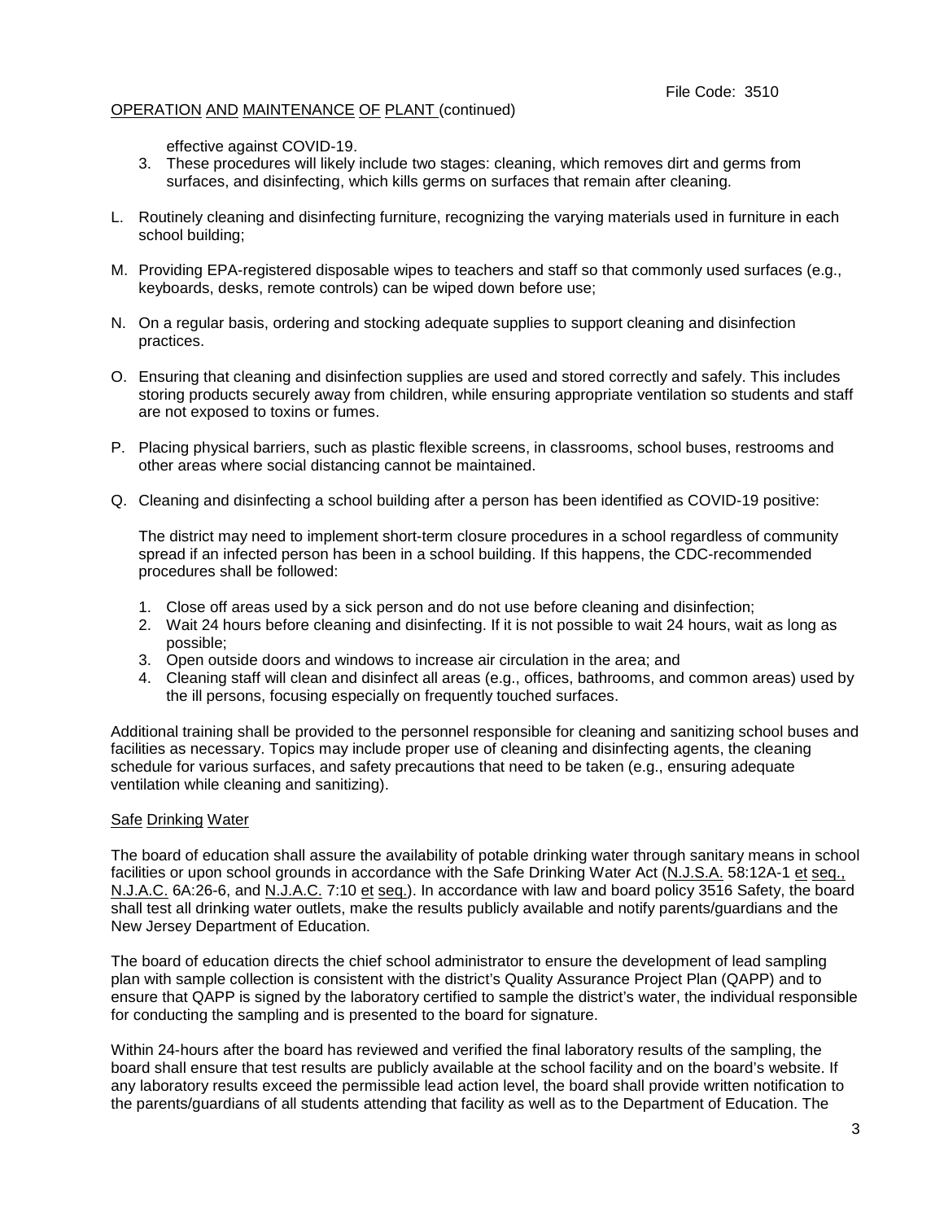effective against COVID-19.

3. These procedures will likely include two stages: cleaning, which removes dirt and germs from surfaces, and disinfecting, which kills germs on surfaces that remain after cleaning.

L. Routinely cleaning and disinfecting furniture, recognizing the varying materials used in furniture in each school building;

M. Providing EPA-registered disposable wipes to teachers and staff so that commonly used surfaces (e.g., keyboards, desks, remote controls) can be wiped down before use;

N. On a regular basis, ordering and stocking adequate supplies to support cleaning and disinfection practices.

O. Ensuring that cleaning and disinfection supplies are used and stored correctly and safely. This includes storing products securely away from children, while ensuring appropriate ventilation so students and staff are not exposed to toxins or fumes.

P. Placing physical barriers, such as plastic flexible screens, in classrooms, school buses, restrooms and other areas where social distancing cannot be maintained.

Q. Cleaning and disinfecting a school building after a person has been identified as COVID-19 positive:

   The district may need to implement short-term closure procedures in a school regardless of community spread if an infected person has been in a school building. If this happens, the CDC-recommended procedures shall be followed:

   1. Close off areas used by a sick person and do not use before cleaning and disinfection;
   2. Wait 24 hours before cleaning and disinfecting. If it is not possible to wait 24 hours, wait as long as possible;
   3. Open outside doors and windows to increase air circulation in the area; and
   4. Cleaning staff will clean and disinfect all areas (e.g., offices, bathrooms, and common areas) used by the ill persons, focusing especially on frequently touched surfaces.

Additional training shall be provided to the personnel responsible for cleaning and sanitizing school buses and facilities as necessary. Topics may include proper use of cleaning and disinfecting agents, the cleaning schedule for various surfaces, and safety precautions that need to be taken (e.g., ensuring adequate ventilation while cleaning and sanitizing).

## Safe Drinking Water

The board of education shall assure the availability of potable drinking water through sanitary means in school facilities or upon school grounds in accordance with the Safe Drinking Water Act (N.J.S.A. 58:12A-1 et seq., N.J.A.C. 6A:26-6, and N.J.A.C. 7:10 et seq.). In accordance with law and board policy 3516 Safety, the board shall test all drinking water outlets, make the results publicly available and notify parents/guardians and the New Jersey Department of Education.

The board of education directs the chief school administrator to ensure the development of lead sampling plan with sample collection is consistent with the district's Quality Assurance Project Plan (QAPP) and to ensure that QAPP is signed by the laboratory certified to sample the district's water, the individual responsible for conducting the sampling and is presented to the board for signature.

Within 24-hours after the board has reviewed and verified the final laboratory results of the sampling, the board shall ensure that test results are publicly available at the school facility and on the board's website. If any laboratory results exceed the permissible lead action level, the board shall provide written notification to the parents/guardians of all students attending that facility as well as to the Department of Education. The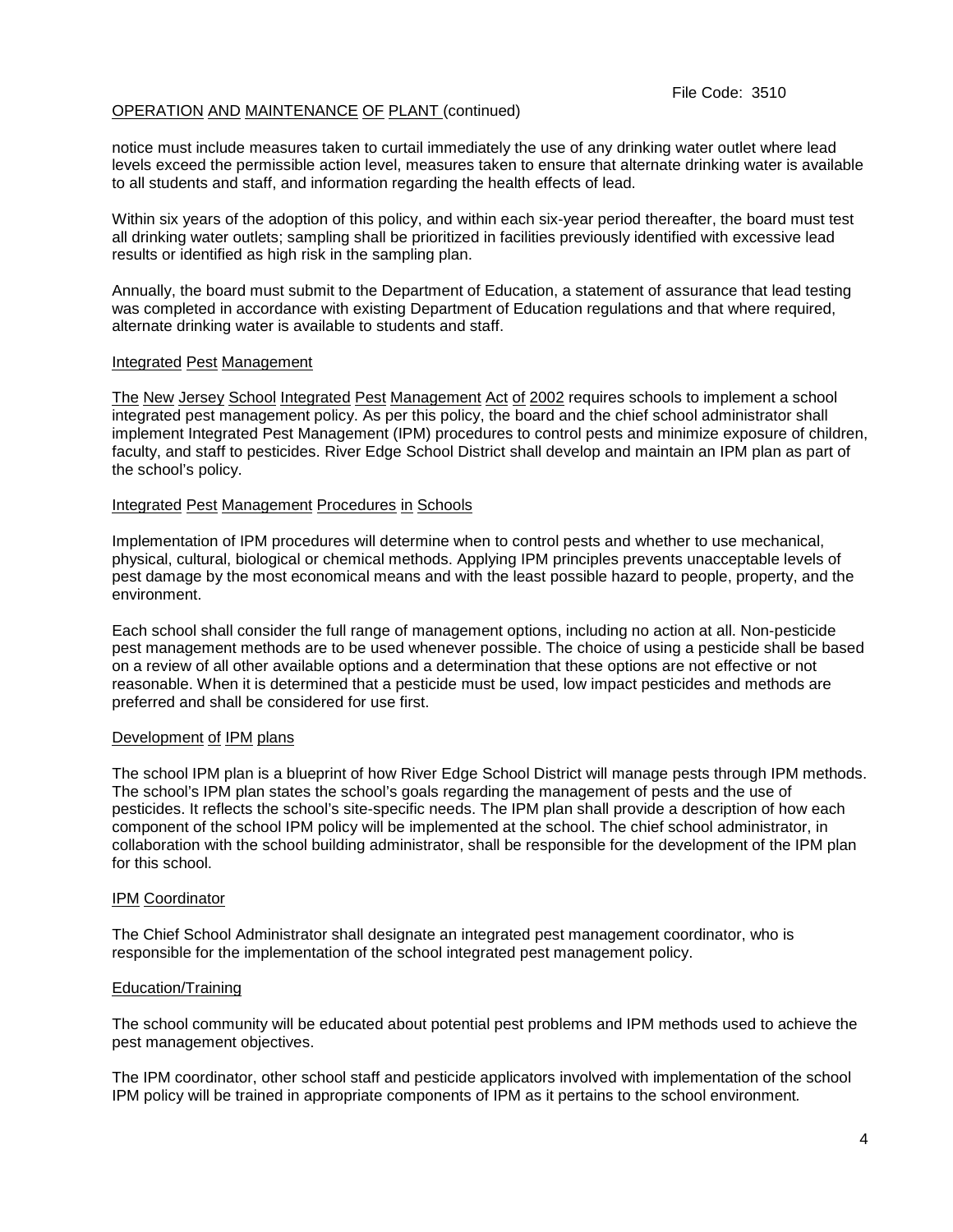notice must include measures taken to curtail immediately the use of any drinking water outlet where lead levels exceed the permissible action level, measures taken to ensure that alternate drinking water is available to all students and staff, and information regarding the health effects of lead.

Within six years of the adoption of this policy, and within each six-year period thereafter, the board must test all drinking water outlets; sampling shall be prioritized in facilities previously identified with excessive lead results or identified as high risk in the sampling plan.

Annually, the board must submit to the Department of Education, a statement of assurance that lead testing was completed in accordance with existing Department of Education regulations and that where required, alternate drinking water is available to students and staff.

### Integrated Pest Management

The New Jersey School Integrated Pest Management Act of 2002 requires schools to implement a school integrated pest management policy. As per this policy, the board and the chief school administrator shall implement Integrated Pest Management (IPM) procedures to control pests and minimize exposure of children, faculty, and staff to pesticides. River Edge School District shall develop and maintain an IPM plan as part of the school's policy.

### Integrated Pest Management Procedures in Schools

Implementation of IPM procedures will determine when to control pests and whether to use mechanical, physical, cultural, biological or chemical methods. Applying IPM principles prevents unacceptable levels of pest damage by the most economical means and with the least possible hazard to people, property, and the environment.

Each school shall consider the full range of management options, including no action at all. Non-pesticide pest management methods are to be used whenever possible. The choice of using a pesticide shall be based on a review of all other available options and a determination that these options are not effective or not reasonable. When it is determined that a pesticide must be used, low impact pesticides and methods are preferred and shall be considered for use first.

### Development of IPM plans

The school IPM plan is a blueprint of how River Edge School District will manage pests through IPM methods. The school's IPM plan states the school's goals regarding the management of pests and the use of pesticides. It reflects the school's site-specific needs. The IPM plan shall provide a description of how each component of the school IPM policy will be implemented at the school. The chief school administrator, in collaboration with the school building administrator, shall be responsible for the development of the IPM plan for this school.

### IPM Coordinator

The Chief School Administrator shall designate an integrated pest management coordinator, who is responsible for the implementation of the school integrated pest management policy.

### Education/Training

The school community will be educated about potential pest problems and IPM methods used to achieve the pest management objectives.

The IPM coordinator, other school staff and pesticide applicators involved with implementation of the school IPM policy will be trained in appropriate components of IPM as it pertains to the school environment.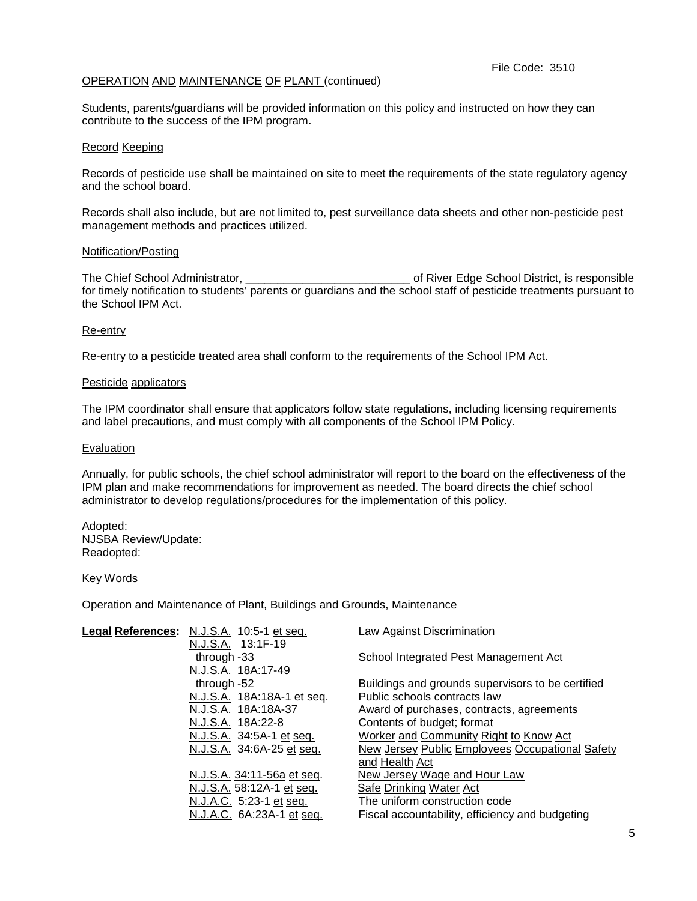File Code: 3510

OPERATION AND MAINTENANCE OF PLANT (continued)

Students, parents/guardians will be provided information on this policy and instructed on how they can contribute to the success of the IPM program.

Record Keeping

Records of pesticide use shall be maintained on site to meet the requirements of the state regulatory agency and the school board.

Records shall also include, but are not limited to, pest surveillance data sheets and other non-pesticide pest management methods and practices utilized.

Notification/Posting

The Chief School Administrator, __________________________ of River Edge School District, is responsible for timely notification to students' parents or guardians and the school staff of pesticide treatments pursuant to the School IPM Act.

Re-entry

Re-entry to a pesticide treated area shall conform to the requirements of the School IPM Act.

Pesticide applicators

The IPM coordinator shall ensure that applicators follow state regulations, including licensing requirements and label precautions, and must comply with all components of the School IPM Policy.

Evaluation

Annually, for public schools, the chief school administrator will report to the board on the effectiveness of the IPM plan and make recommendations for improvement as needed. The board directs the chief school administrator to develop regulations/procedures for the implementation of this policy.

Adopted:
NJSBA Review/Update:
Readopted:

Key Words

Operation and Maintenance of Plant, Buildings and Grounds, Maintenance

| **Legal References:** | | |
|---|---|---|
| | N.J.S.A. 10:5-1 et seq. | Law Against Discrimination |
| | N.J.S.A. 13:1F-19 through -33 | School Integrated Pest Management Act |
| | N.J.S.A. 18A:17-49 through -52 | Buildings and grounds supervisors to be certified |
| | N.J.S.A. 18A:18A-1 et seq. | Public schools contracts law |
| | N.J.S.A. 18A:18A-37 | Award of purchases, contracts, agreements |
| | N.J.S.A. 18A:22-8 | Contents of budget; format |
| | N.J.S.A. 34:5A-1 et seq. | Worker and Community Right to Know Act |
| | N.J.S.A. 34:6A-25 et seq. | New Jersey Public Employees Occupational Safety and Health Act |
| | N.J.S.A. 34:11-56a et seq. | New Jersey Wage and Hour Law |
| | N.J.S.A. 58:12A-1 et seq. | Safe Drinking Water Act |
| | N.J.A.C. 5:23-1 et seq. | The uniform construction code |
| | N.J.A.C. 6A:23A-1 et seq. | Fiscal accountability, efficiency and budgeting |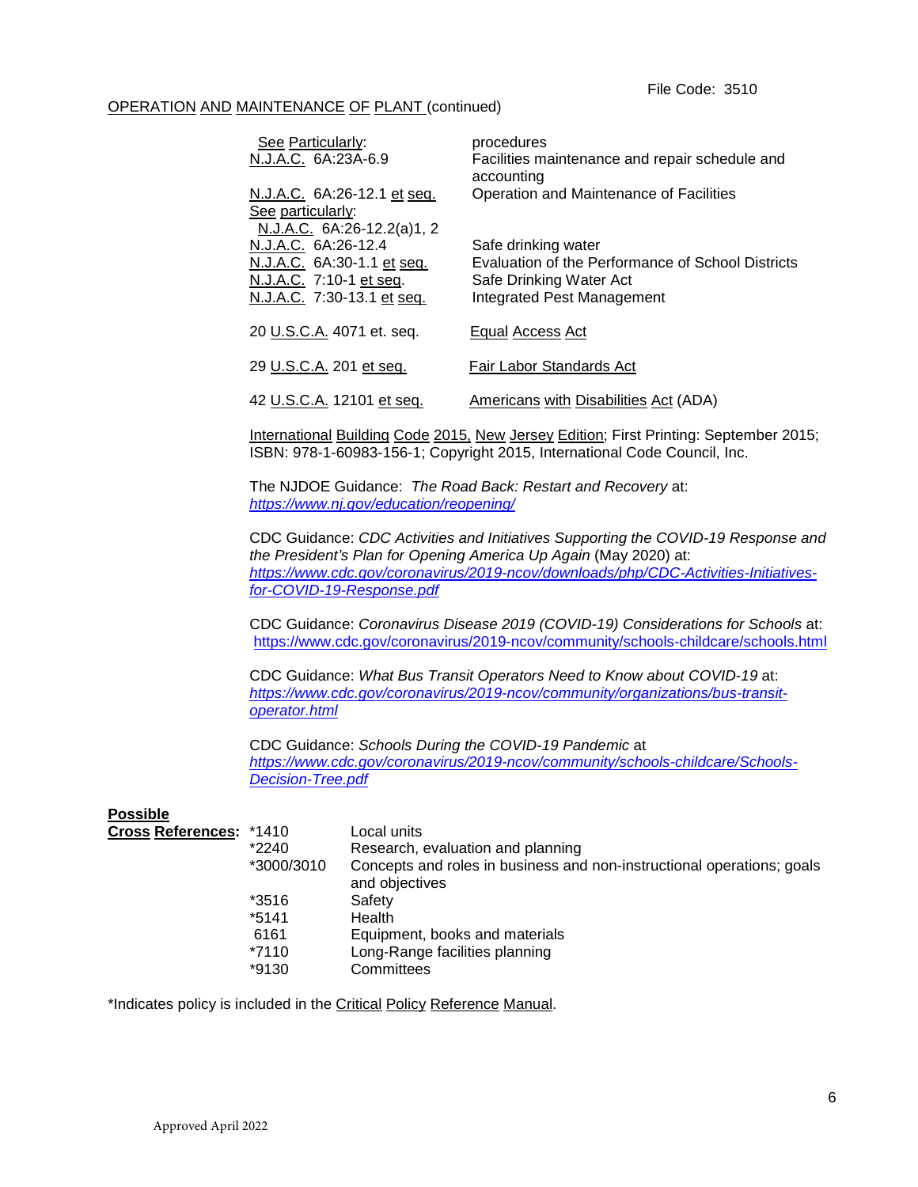OPERATION AND MAINTENANCE OF PLANT (continued)

| | |
|---|---|
| See Particularly: | procedures |
| N.J.A.C. 6A:23A-6.9 | Facilities maintenance and repair schedule and accounting |
| N.J.A.C. 6A:26-12.1 et seq. | Operation and Maintenance of Facilities |
| See particularly: | |
| N.J.A.C. 6A:26-12.2(a)1, 2 | |
| N.J.A.C. 6A:26-12.4 | Safe drinking water |
| N.J.A.C. 6A:30-1.1 et seq. | Evaluation of the Performance of School Districts |
| N.J.A.C. 7:10-1 et seq. | Safe Drinking Water Act |
| N.J.A.C. 7:30-13.1 et seq. | Integrated Pest Management |
| 20 U.S.C.A. 4071 et. seq. | Equal Access Act |
| 29 U.S.C.A. 201 et seq. | Fair Labor Standards Act |
| 42 U.S.C.A. 12101 et seq. | Americans with Disabilities Act (ADA) |

International Building Code 2015, New Jersey Edition; First Printing: September 2015; ISBN: 978-1-60983-156-1; Copyright 2015, International Code Council, Inc.

The NJDOE Guidance: *The Road Back: Restart and Recovery* at: *https://www.nj.gov/education/reopening/*

CDC Guidance: *CDC Activities and Initiatives Supporting the COVID-19 Response and the President's Plan for Opening America Up Again* (May 2020) at: *https://www.cdc.gov/coronavirus/2019-ncov/downloads/php/CDC-Activities-Initiatives-for-COVID-19-Response.pdf*

CDC Guidance: *Coronavirus Disease 2019 (COVID-19) Considerations for Schools* at: https://www.cdc.gov/coronavirus/2019-ncov/community/schools-childcare/schools.html

CDC Guidance: *What Bus Transit Operators Need to Know about COVID-19* at: *https://www.cdc.gov/coronavirus/2019-ncov/community/organizations/bus-transit-operator.html*

CDC Guidance: *Schools During the COVID-19 Pandemic* at *https://www.cdc.gov/coronavirus/2019-ncov/community/schools-childcare/Schools-Decision-Tree.pdf*

**Possible Cross References:**

| | |
|---|---|
| *1410 | Local units |
| *2240 | Research, evaluation and planning |
| *3000/3010 | Concepts and roles in business and non-instructional operations; goals and objectives |
| *3516 | Safety |
| *5141 | Health |
| 6161 | Equipment, books and materials |
| *7110 | Long-Range facilities planning |
| *9130 | Committees |

*Indicates policy is included in the Critical Policy Reference Manual.

Approved April 2022